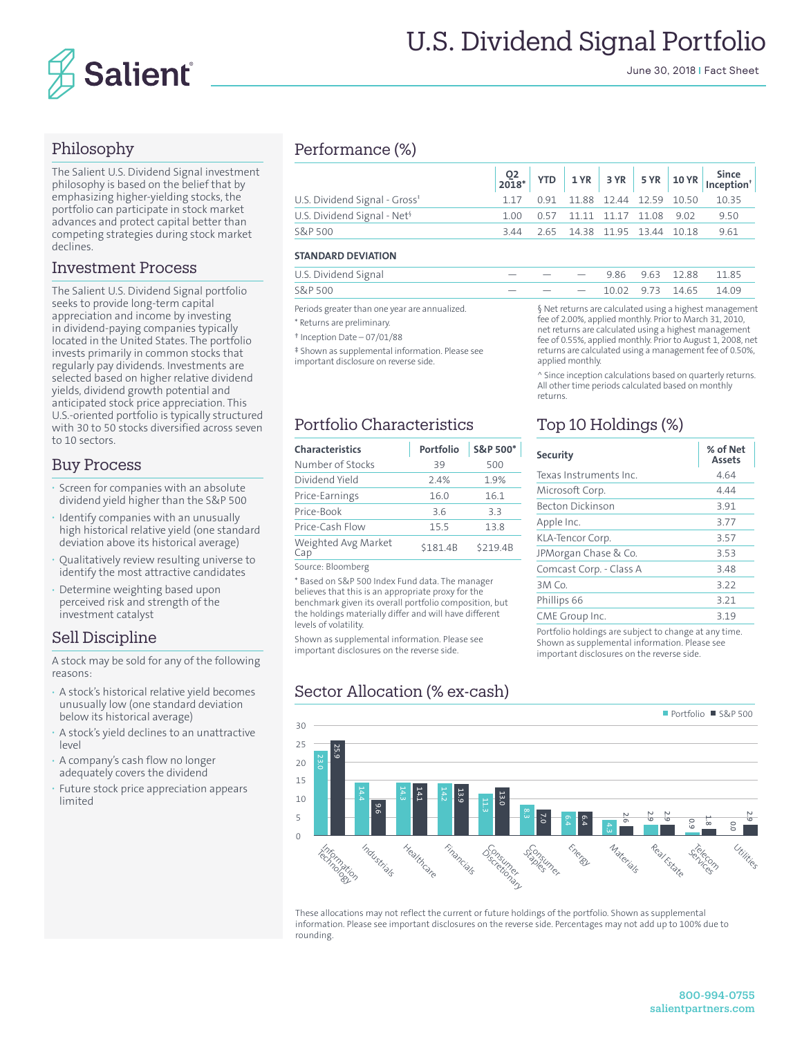# U.S. Dividend Signal Portfolio

June 30, 2018 | Fact Sheet

## Philosophy

The Salient U.S. Dividend Signal investment philosophy is based on the belief that by emphasizing higher-yielding stocks, the portfolio can participate in stock market advances and protect capital better than competing strategies during stock market declines.

## Investment Process

The Salient U.S. Dividend Signal portfolio seeks to provide long-term capital appreciation and income by investing in dividend-paying companies typically located in the United States. The portfolio invests primarily in common stocks that regularly pay dividends. Investments are selected based on higher relative dividend yields, dividend growth potential and anticipated stock price appreciation. This U.S.-oriented portfolio is typically structured with 30 to 50 stocks diversified across seven to 10 sectors.

## Buy Process

- Screen for companies with an absolute dividend yield higher than the S&P 500
- Identify companies with an unusually high historical relative yield (one standard deviation above its historical average)
- Qualitatively review resulting universe to identify the most attractive candidates
- Determine weighting based upon perceived risk and strength of the investment catalyst

## Sell Discipline

A stock may be sold for any of the following reasons:

- A stock's historical relative yield becomes unusually low (one standard deviation below its historical average)
- A stock's yield declines to an unattractive level
- A company's cash flow no longer adequately covers the dividend
- Future stock price appreciation appears limited

## Performance (%)

| | Q2 2018* | YTD | 1 YR | 3 YR | 5 YR | 10 YR | Since Inception† |
|---|---|---|---|---|---|---|---|
| U.S. Dividend Signal - Gross‡ | 1.17 | 0.91 | 11.88 | 12.44 | 12.59 | 10.50 | 10.35 |
| U.S. Dividend Signal - Net§ | 1.00 | 0.57 | 11.11 | 11.17 | 11.08 | 9.02 | 9.50 |
| S&P 500 | 3.44 | 2.65 | 14.38 | 11.95 | 13.44 | 10.18 | 9.61 |
| **STANDARD DEVIATION** | | | | | | | |
| U.S. Dividend Signal | — | — | — | 9.86 | 9.63 | 12.88 | 11.85 |
| S&P 500 | — | — | — | 10.02 | 9.73 | 14.65 | 14.09 |

Periods greater than one year are annualized.

\* Returns are preliminary.

† Inception Date – 07/01/88

‡ Shown as supplemental information. Please see important disclosure on reverse side.

§ Net returns are calculated using a highest management fee of 2.00%, applied monthly. Prior to March 31, 2010, net returns are calculated using a highest management fee of 0.55%, applied monthly. Prior to August 1, 2008, net returns are calculated using a management fee of 0.50%, applied monthly.

^ Since inception calculations based on quarterly returns. All other time periods calculated based on monthly returns.

## Portfolio Characteristics

| Characteristics | Portfolio | S&P 500* |
|---|---|---|
| Number of Stocks | 39 | 500 |
| Dividend Yield | 2.4% | 1.9% |
| Price-Earnings | 16.0 | 16.1 |
| Price-Book | 3.6 | 3.3 |
| Price-Cash Flow | 15.5 | 13.8 |
| Weighted Avg Market Cap | $181.4B | $219.4B |

Source: Bloomberg

\* Based on S&P 500 Index Fund data. The manager believes that this is an appropriate proxy for the benchmark given its overall portfolio composition, but the holdings materially differ and will have different levels of volatility.

Shown as supplemental information. Please see important disclosures on the reverse side.

## Top 10 Holdings (%)

| Security | % of Net Assets |
|---|---|
| Texas Instruments Inc. | 4.64 |
| Microsoft Corp. | 4.44 |
| Becton Dickinson | 3.91 |
| Apple Inc. | 3.77 |
| KLA-Tencor Corp. | 3.57 |
| JPMorgan Chase & Co. | 3.53 |
| Comcast Corp. - Class A | 3.48 |
| 3M Co. | 3.22 |
| Phillips 66 | 3.21 |
| CME Group Inc. | 3.19 |

Portfolio holdings are subject to change at any time. Shown as supplemental information. Please see important disclosures on the reverse side.

## Sector Allocation (% ex-cash)

| Sector | Portfolio | S&P 500 |
|---|---|---|
| Information Technology | 23.0 | 25.9 |
| Industrials | 14.4 | 9.6 |
| Healthcare | 14.3 | 14.1 |
| Financials | 14.2 | 13.9 |
| Consumer Discretionary | 11.3 | 13.0 |
| Consumer Staples | 8.3 | 7.0 |
| Energy | 6.4 | 6.4 |
| Materials | 4.3 | 2.6 |
| Real Estate | 2.9 | 2.9 |
| Telecom Services | 0.9 | 1.8 |
| Utilities | 0.0 | 2.9 |

These allocations may not reflect the current or future holdings of the portfolio. Shown as supplemental information. Please see important disclosures on the reverse side. Percentages may not add up to 100% due to rounding.

800-994-0755
salientpartners.com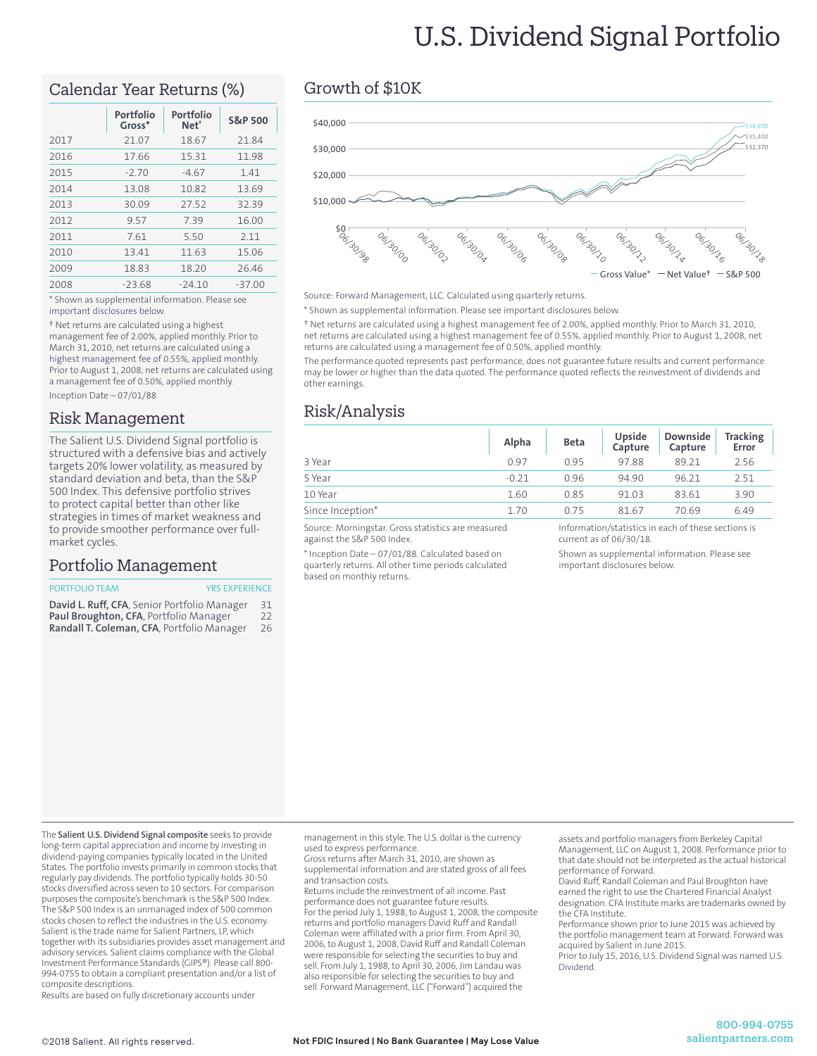# U.S. Dividend Signal Portfolio

## Calendar Year Returns (%)

| | Portfolio Gross* | Portfolio Net† | S&P 500 |
|---|---|---|---|
| 2017 | 21.07 | 18.67 | 21.84 |
| 2016 | 17.66 | 15.31 | 11.98 |
| 2015 | -2.70 | -4.67 | 1.41 |
| 2014 | 13.08 | 10.82 | 13.69 |
| 2013 | 30.09 | 27.52 | 32.39 |
| 2012 | 9.57 | 7.39 | 16.00 |
| 2011 | 7.61 | 5.50 | 2.11 |
| 2010 | 13.41 | 11.63 | 15.06 |
| 2009 | 18.83 | 18.20 | 26.46 |
| 2008 | -23.68 | -24.10 | -37.00 |

* Shown as supplemental information. Please see important disclosures below.

† Net returns are calculated using a highest management fee of 2.00%, applied monthly. Prior to March 31, 2010, net returns are calculated using a highest management fee of 0.55%, applied monthly. Prior to August 1, 2008, net returns are calculated using a management fee of 0.50%, applied monthly.

Inception Date – 07/01/88

## Risk Management

The Salient U.S. Dividend Signal portfolio is structured with a defensive bias and actively targets 20% lower volatility, as measured by standard deviation and beta, than the S&P 500 Index. This defensive portfolio strives to protect capital better than other like strategies in times of market weakness and to provide smoother performance over full-market cycles.

## Portfolio Management

| PORTFOLIO TEAM | YRS EXPERIENCE |
|---|---|
| **David L. Ruff, CFA**, Senior Portfolio Manager | 31 |
| **Paul Broughton, CFA**, Portfolio Manager | 22 |
| **Randall T. Coleman, CFA**, Portfolio Manager | 26 |

## Growth of $10K

$40,000
$30,000
$20,000
$10,000
$0
06/30/98 06/30/00 06/30/02 06/30/04 06/30/06 06/30/08 06/30/10 06/30/12 06/30/14 06/30/16 06/30/18
$38,890
$35,400
$32,370
Gross Value* — Net Value† — S&P 500

Source: Forward Management, LLC. Calculated using quarterly returns.

* Shown as supplemental information. Please see important disclosures below.

† Net returns are calculated using a highest management fee of 2.00%, applied monthly. Prior to March 31, 2010, net returns are calculated using a highest management fee of 0.55%, applied monthly. Prior to August 1, 2008, net returns are calculated using a management fee of 0.50%, applied monthly.

The performance quoted represents past performance, does not guarantee future results and current performance may be lower or higher than the data quoted. The performance quoted reflects the reinvestment of dividends and other earnings.

## Risk/Analysis

| | Alpha | Beta | Upside Capture | Downside Capture | Tracking Error |
|---|---|---|---|---|---|
| 3 Year | 0.97 | 0.95 | 97.88 | 89.21 | 2.56 |
| 5 Year | -0.21 | 0.96 | 94.90 | 96.21 | 2.51 |
| 10 Year | 1.60 | 0.85 | 91.03 | 83.61 | 3.90 |
| Since Inception* | 1.70 | 0.75 | 81.67 | 70.69 | 6.49 |

Source: Morningstar. Gross statistics are measured against the S&P 500 Index.

* Inception Date – 07/01/88. Calculated based on quarterly returns. All other time periods calculated based on monthly returns.

Information/statistics in each of these sections is current as of 06/30/18.

Shown as supplemental information. Please see important disclosures below.

---

The **Salient U.S. Dividend Signal composite** seeks to provide long-term capital appreciation and income by investing in dividend-paying companies typically located in the United States. The portfolio invests primarily in common stocks that regularly pay dividends. The portfolio typically holds 30-50 stocks diversified across seven to 10 sectors. For comparison purposes the composite's benchmark is the S&P 500 Index. The S&P 500 Index is an unmanaged index of 500 common stocks chosen to reflect the industries in the U.S. economy. Salient is the trade name for Salient Partners, LP, which together with its subsidiaries provides asset management and advisory services. Salient claims compliance with the Global Investment Performance Standards (GIPS®). Please call 800-994-0755 to obtain a compliant presentation and/or a list of composite descriptions.

Results are based on fully discretionary accounts under management in this style. The U.S. dollar is the currency used to express performance.

Gross returns after March 31, 2010, are shown as supplemental information and are stated gross of all fees and transaction costs.

Returns include the reinvestment of all income. Past performance does not guarantee future results.

For the period July 1, 1988, to August 1, 2008, the composite returns and portfolio managers David Ruff and Randall Coleman were affiliated with a prior firm. From April 30, 2006, to August 1, 2008, David Ruff and Randall Coleman were responsible for selecting the securities to buy and sell. From July 1, 1988, to April 30, 2006, Jim Landau was also responsible for selecting the securities to buy and sell. Forward Management, LLC ("Forward") acquired the assets and portfolio managers from Berkeley Capital Management, LLC on August 1, 2008. Performance prior to that date should not be interpreted as the actual historical performance of Forward.

David Ruff, Randall Coleman and Paul Broughton have earned the right to use the Chartered Financial Analyst designation. CFA Institute marks are trademarks owned by the CFA Institute.

Performance shown prior to June 2015 was achieved by the portfolio management team at Forward. Forward was acquired by Salient in June 2015.

Prior to July 15, 2016, U.S. Dividend Signal was named U.S. Dividend.

©2018 Salient. All rights reserved.

**Not FDIC Insured | No Bank Guarantee | May Lose Value**

800-994-0755
salientpartners.com